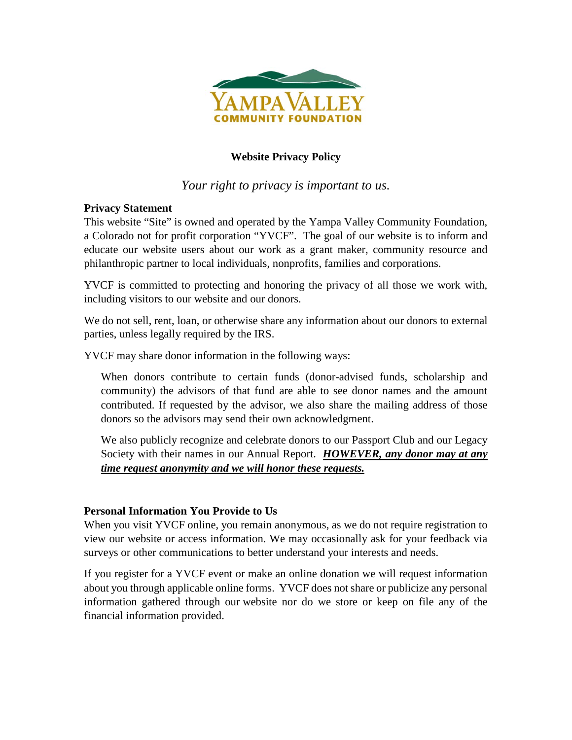YAMPA VALLEY
COMMUNITY FOUNDATION

# Website Privacy Policy

*Your right to privacy is important to us.*

## Privacy Statement

This website "Site" is owned and operated by the Yampa Valley Community Foundation, a Colorado not for profit corporation "YVCF". The goal of our website is to inform and educate our website users about our work as a grant maker, community resource and philanthropic partner to local individuals, nonprofits, families and corporations.

YVCF is committed to protecting and honoring the privacy of all those we work with, including visitors to our website and our donors.

We do not sell, rent, loan, or otherwise share any information about our donors to external parties, unless legally required by the IRS.

YVCF may share donor information in the following ways:

When donors contribute to certain funds (donor-advised funds, scholarship and community) the advisors of that fund are able to see donor names and the amount contributed. If requested by the advisor, we also share the mailing address of those donors so the advisors may send their own acknowledgment.

We also publicly recognize and celebrate donors to our Passport Club and our Legacy Society with their names in our Annual Report. ***HOWEVER, any donor may at any time request anonymity and we will honor these requests.***

## Personal Information You Provide to Us

When you visit YVCF online, you remain anonymous, as we do not require registration to view our website or access information. We may occasionally ask for your feedback via surveys or other communications to better understand your interests and needs.

If you register for a YVCF event or make an online donation we will request information about you through applicable online forms. YVCF does not share or publicize any personal information gathered through our website nor do we store or keep on file any of the financial information provided.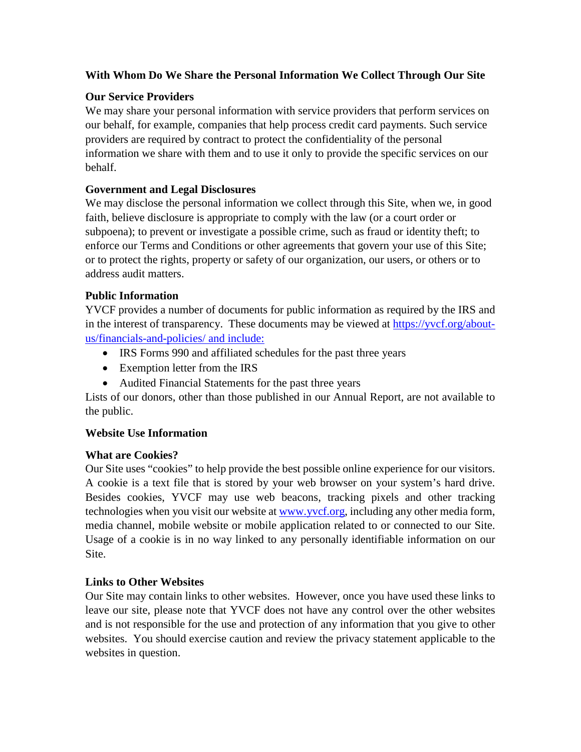**With Whom Do We Share the Personal Information We Collect Through Our Site**

**Our Service Providers**

We may share your personal information with service providers that perform services on our behalf, for example, companies that help process credit card payments. Such service providers are required by contract to protect the confidentiality of the personal information we share with them and to use it only to provide the specific services on our behalf.

**Government and Legal Disclosures**

We may disclose the personal information we collect through this Site, when we, in good faith, believe disclosure is appropriate to comply with the law (or a court order or subpoena); to prevent or investigate a possible crime, such as fraud or identity theft; to enforce our Terms and Conditions or other agreements that govern your use of this Site; or to protect the rights, property or safety of our organization, our users, or others or to address audit matters.

**Public Information**

YVCF provides a number of documents for public information as required by the IRS and in the interest of transparency. These documents may be viewed at https://yvcf.org/about-us/financials-and-policies/ and include:

- IRS Forms 990 and affiliated schedules for the past three years
- Exemption letter from the IRS
- Audited Financial Statements for the past three years

Lists of our donors, other than those published in our Annual Report, are not available to the public.

**Website Use Information**

**What are Cookies?**

Our Site uses "cookies" to help provide the best possible online experience for our visitors. A cookie is a text file that is stored by your web browser on your system's hard drive. Besides cookies, YVCF may use web beacons, tracking pixels and other tracking technologies when you visit our website at www.yvcf.org, including any other media form, media channel, mobile website or mobile application related to or connected to our Site. Usage of a cookie is in no way linked to any personally identifiable information on our Site.

**Links to Other Websites**

Our Site may contain links to other websites. However, once you have used these links to leave our site, please note that YVCF does not have any control over the other websites and is not responsible for the use and protection of any information that you give to other websites. You should exercise caution and review the privacy statement applicable to the websites in question.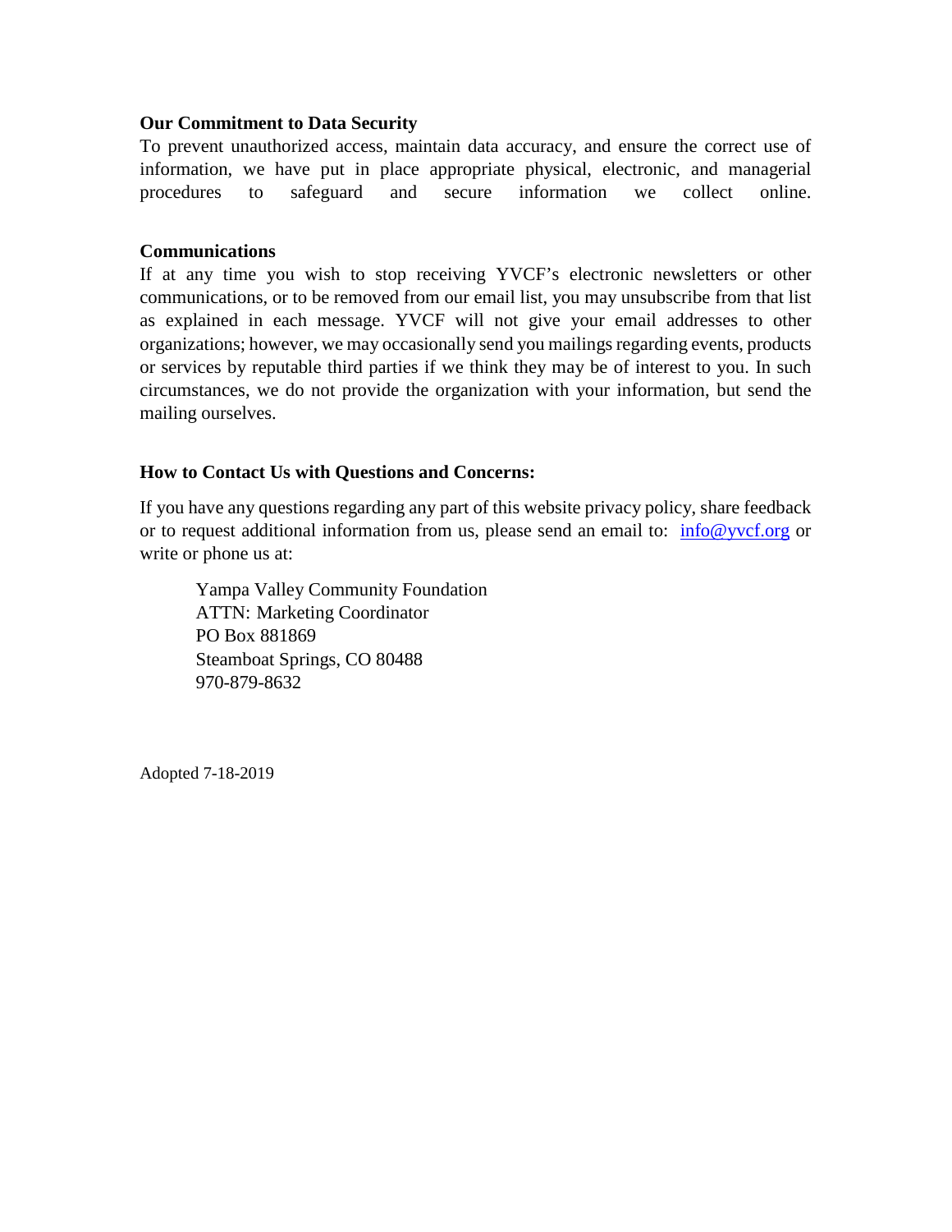**Our Commitment to Data Security**

To prevent unauthorized access, maintain data accuracy, and ensure the correct use of information, we have put in place appropriate physical, electronic, and managerial procedures to safeguard and secure information we collect online.

**Communications**

If at any time you wish to stop receiving YVCF's electronic newsletters or other communications, or to be removed from our email list, you may unsubscribe from that list as explained in each message. YVCF will not give your email addresses to other organizations; however, we may occasionally send you mailings regarding events, products or services by reputable third parties if we think they may be of interest to you. In such circumstances, we do not provide the organization with your information, but send the mailing ourselves.

**How to Contact Us with Questions and Concerns:**

If you have any questions regarding any part of this website privacy policy, share feedback or to request additional information from us, please send an email to: info@yvcf.org or write or phone us at:

Yampa Valley Community Foundation
ATTN: Marketing Coordinator
PO Box 881869
Steamboat Springs, CO 80488
970-879-8632

Adopted 7-18-2019